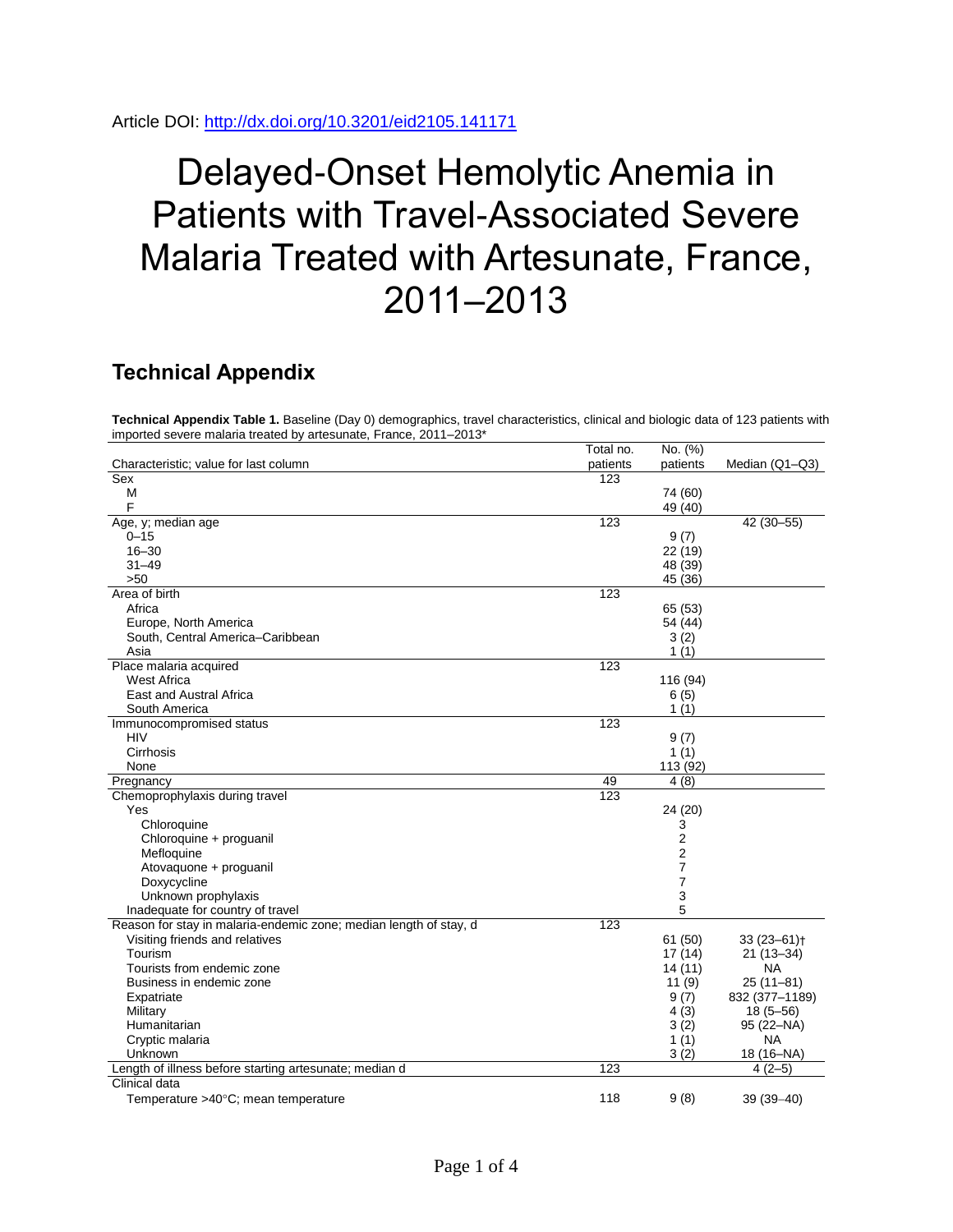Article DOI: http://dx.doi.org/10.3201/eid2105.141171

# Delayed-Onset Hemolytic Anemia in Patients with Travel-Associated Severe Malaria Treated with Artesunate, France, 2011–2013

## Technical Appendix

**Technical Appendix Table 1.** Baseline (Day 0) demographics, travel characteristics, clinical and biologic data of 123 patients with imported severe malaria treated by artesunate, France, 2011–2013*

| Characteristic; value for last column | Total no. patients | No. (%) patients | Median (Q1–Q3) |
|---|---|---|---|
| Sex | 123 | | |
| M | | 74 (60) | |
| F | | 49 (40) | |
| Age, y; median age | 123 | | 42 (30–55) |
| 0–15 | | 9 (7) | |
| 16–30 | | 22 (19) | |
| 31–49 | | 48 (39) | |
| >50 | | 45 (36) | |
| Area of birth | 123 | | |
| Africa | | 65 (53) | |
| Europe, North America | | 54 (44) | |
| South, Central America–Caribbean | | 3 (2) | |
| Asia | | 1 (1) | |
| Place malaria acquired | 123 | | |
| West Africa | | 116 (94) | |
| East and Austral Africa | | 6 (5) | |
| South America | | 1 (1) | |
| Immunocompromised status | 123 | | |
| HIV | | 9 (7) | |
| Cirrhosis | | 1 (1) | |
| None | | 113 (92) | |
| Pregnancy | 49 | 4 (8) | |
| Chemoprophylaxis during travel | 123 | | |
| Yes | | 24 (20) | |
| Chloroquine | | 3 | |
| Chloroquine + proguanil | | 2 | |
| Mefloquine | | 2 | |
| Atovaquone + proguanil | | 7 | |
| Doxycycline | | 7 | |
| Unknown prophylaxis | | 3 | |
| Inadequate for country of travel | | 5 | |
| Reason for stay in malaria-endemic zone; median length of stay, d | 123 | | |
| Visiting friends and relatives | | 61 (50) | 33 (23–61)† |
| Tourism | | 17 (14) | 21 (13–34) |
| Tourists from endemic zone | | 14 (11) | NA |
| Business in endemic zone | | 11 (9) | 25 (11–81) |
| Expatriate | | 9 (7) | 832 (377–1189) |
| Military | | 4 (3) | 18 (5–56) |
| Humanitarian | | 3 (2) | 95 (22–NA) |
| Cryptic malaria | | 1 (1) | NA |
| Unknown | | 3 (2) | 18 (16–NA) |
| Length of illness before starting artesunate; median d | 123 | | 4 (2–5) |
| Clinical data | | | |
| Temperature >40°C; mean temperature | 118 | 9 (8) | 39 (39–40) |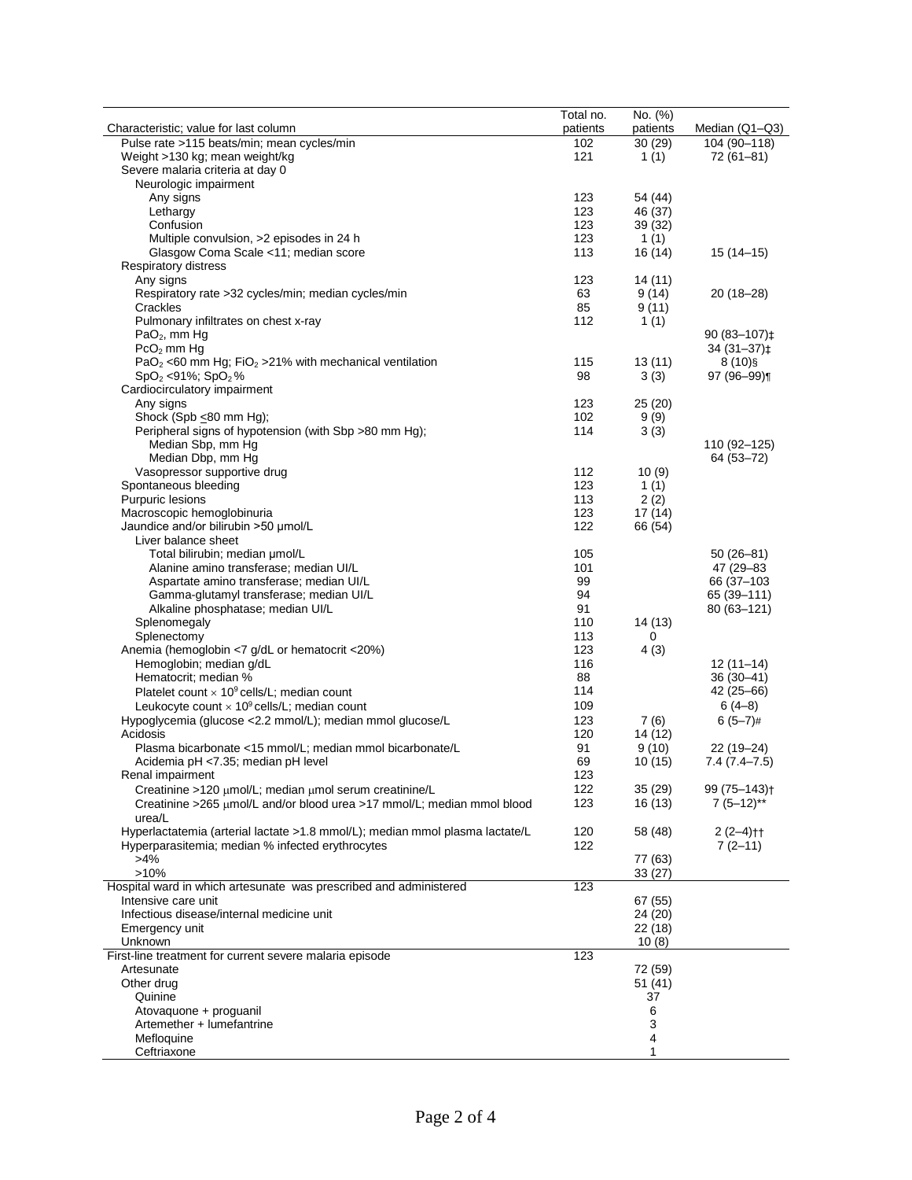| Characteristic; value for last column | Total no. patients | No. (%) patients | Median (Q1–Q3) |
|---|---|---|---|
| Pulse rate >115 beats/min; mean cycles/min | 102 | 30 (29) | 104 (90–118) |
| Weight >130 kg; mean weight/kg | 121 | 1 (1) | 72 (61–81) |
| Severe malaria criteria at day 0 | | | |
| Neurologic impairment | | | |
| Any signs | 123 | 54 (44) | |
| Lethargy | 123 | 46 (37) | |
| Confusion | 123 | 39 (32) | |
| Multiple convulsion, >2 episodes in 24 h | 123 | 1 (1) | |
| Glasgow Coma Scale <11; median score | 113 | 16 (14) | 15 (14–15) |
| Respiratory distress | | | |
| Any signs | 123 | 14 (11) | |
| Respiratory rate >32 cycles/min; median cycles/min | 63 | 9 (14) | 20 (18–28) |
| Crackles | 85 | 9 (11) | |
| Pulmonary infiltrates on chest x-ray | 112 | 1 (1) | |
| $PaO_2$, mm Hg | | | 90 (83–107)‡ |
| $PcO_2$ mm Hg | | | 34 (31–37)‡ |
| $PaO_2$ <60 mm Hg; $FiO_2$ >21% with mechanical ventilation | 115 | 13 (11) | 8 (10)§ |
| $SpO_2$ <91%; $SpO_2$ % | 98 | 3 (3) | 97 (96–99)¶ |
| Cardiocirculatory impairment | | | |
| Any signs | 123 | 25 (20) | |
| Shock (Spb ≤80 mm Hg); | 102 | 9 (9) | |
| Peripheral signs of hypotension (with Sbp >80 mm Hg); | 114 | 3 (3) | |
| Median Sbp, mm Hg | | | 110 (92–125) |
| Median Dbp, mm Hg | | | 64 (53–72) |
| Vasopressor supportive drug | 112 | 10 (9) | |
| Spontaneous bleeding | 123 | 1 (1) | |
| Purpuric lesions | 113 | 2 (2) | |
| Macroscopic hemoglobinuria | 123 | 17 (14) | |
| Jaundice and/or bilirubin >50 µmol/L | 122 | 66 (54) | |
| Liver balance sheet | | | |
| Total bilirubin; median µmol/L | 105 | | 50 (26–81) |
| Alanine amino transferase; median UI/L | 101 | | 47 (29–83 |
| Aspartate amino transferase; median UI/L | 99 | | 66 (37–103 |
| Gamma-glutamyl transferase; median UI/L | 94 | | 65 (39–111) |
| Alkaline phosphatase; median UI/L | 91 | | 80 (63–121) |
| Splenomegaly | 110 | 14 (13) | |
| Splenectomy | 113 | 0 | |
| Anemia (hemoglobin <7 g/dL or hematocrit <20%) | 123 | 4 (3) | |
| Hemoglobin; median g/dL | 116 | | 12 (11–14) |
| Hematocrit; median % | 88 | | 36 (30–41) |
| Platelet count × $10^9$ cells/L; median count | 114 | | 42 (25–66) |
| Leukocyte count × $10^9$ cells/L; median count | 109 | | 6 (4–8) |
| Hypoglycemia (glucose <2.2 mmol/L); median mmol glucose/L | 123 | 7 (6) | 6 (5–7)# |
| Acidosis | 120 | 14 (12) | |
| Plasma bicarbonate <15 mmol/L; median mmol bicarbonate/L | 91 | 9 (10) | 22 (19–24) |
| Acidemia pH <7.35; median pH level | 69 | 10 (15) | 7.4 (7.4–7.5) |
| Renal impairment | 123 | | |
| Creatinine >120 µmol/L; median µmol serum creatinine/L | 122 | 35 (29) | 99 (75–143)† |
| Creatinine >265 µmol/L and/or blood urea >17 mmol/L; median mmol blood urea/L | 123 | 16 (13) | 7 (5–12)** |
| Hyperlactatemia (arterial lactate >1.8 mmol/L); median mmol plasma lactate/L | 120 | 58 (48) | 2 (2–4)†† |
| Hyperparasitemia; median % infected erythrocytes | 122 | | 7 (2–11) |
| >4% | | 77 (63) | |
| >10% | | 33 (27) | |
| Hospital ward in which artesunate was prescribed and administered | 123 | | |
| Intensive care unit | | 67 (55) | |
| Infectious disease/internal medicine unit | | 24 (20) | |
| Emergency unit | | 22 (18) | |
| Unknown | | 10 (8) | |
| First-line treatment for current severe malaria episode | 123 | | |
| Artesunate | | 72 (59) | |
| Other drug | | 51 (41) | |
| Quinine | | 37 | |
| Atovaquone + proguanil | | 6 | |
| Artemether + lumefantrine | | 3 | |
| Mefloquine | | 4 | |
| Ceftriaxone | | 1 | |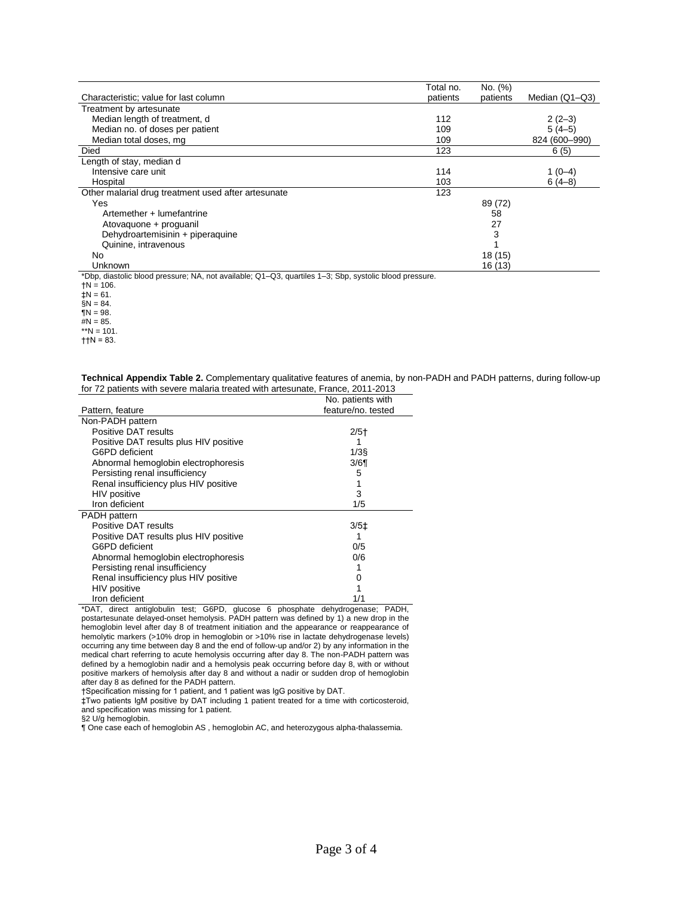| Characteristic; value for last column | Total no. patients | No. (%) patients | Median (Q1–Q3) |
|---|---|---|---|
| Treatment by artesunate | | | |
| Median length of treatment, d | 112 | | 2 (2–3) |
| Median no. of doses per patient | 109 | | 5 (4–5) |
| Median total doses, mg | 109 | | 824 (600–990) |
| Died | 123 | | 6 (5) |
| Length of stay, median d | | | |
| Intensive care unit | 114 | | 1 (0–4) |
| Hospital | 103 | | 6 (4–8) |
| Other malarial drug treatment used after artesunate | 123 | | |
| Yes | | 89 (72) | |
| Artemether + lumefantrine | | 58 | |
| Atovaquone + proguanil | | 27 | |
| Dehydroartemisinin + piperaquine | | 3 | |
| Quinine, intravenous | | 1 | |
| No | | 18 (15) | |
| Unknown | | 16 (13) | |

*Dbp, diastolic blood pressure; NA, not available; Q1–Q3, quartiles 1–3; Sbp, systolic blood pressure.
†N = 106.
‡N = 61.
§N = 84.
¶N = 98.
#N = 85.
**N = 101.
††N = 83.

**Technical Appendix Table 2.** Complementary qualitative features of anemia, by non-PADH and PADH patterns, during follow-up for 72 patients with severe malaria treated with artesunate, France, 2011-2013

| Pattern, feature | No. patients with feature/no. tested |
|---|---|
| Non-PADH pattern | |
| Positive DAT results | 2/5† |
| Positive DAT results plus HIV positive | 1 |
| G6PD deficient | 1/3§ |
| Abnormal hemoglobin electrophoresis | 3/6¶ |
| Persisting renal insufficiency | 5 |
| Renal insufficiency plus HIV positive | 1 |
| HIV positive | 3 |
| Iron deficient | 1/5 |
| PADH pattern | |
| Positive DAT results | 3/5‡ |
| Positive DAT results plus HIV positive | 1 |
| G6PD deficient | 0/5 |
| Abnormal hemoglobin electrophoresis | 0/6 |
| Persisting renal insufficiency | 1 |
| Renal insufficiency plus HIV positive | 0 |
| HIV positive | 1 |
| Iron deficient | 1/1 |

*DAT, direct antiglobulin test; G6PD, glucose 6 phosphate dehydrogenase; PADH, postartesunate delayed-onset hemolysis. PADH pattern was defined by 1) a new drop in the hemoglobin level after day 8 of treatment initiation and the appearance or reappearance of hemolytic markers (>10% drop in hemoglobin or >10% rise in lactate dehydrogenase levels) occurring any time between day 8 and the end of follow-up and/or 2) by any information in the medical chart referring to acute hemolysis occurring after day 8. The non-PADH pattern was defined by a hemoglobin nadir and a hemolysis peak occurring before day 8, with or without positive markers of hemolysis after day 8 and without a nadir or sudden drop of hemoglobin after day 8 as defined for the PADH pattern.
†Specification missing for 1 patient, and 1 patient was IgG positive by DAT.
‡Two patients IgM positive by DAT including 1 patient treated for a time with corticosteroid, and specification was missing for 1 patient.
§2 U/g hemoglobin.
¶ One case each of hemoglobin AS , hemoglobin AC, and heterozygous alpha-thalassemia.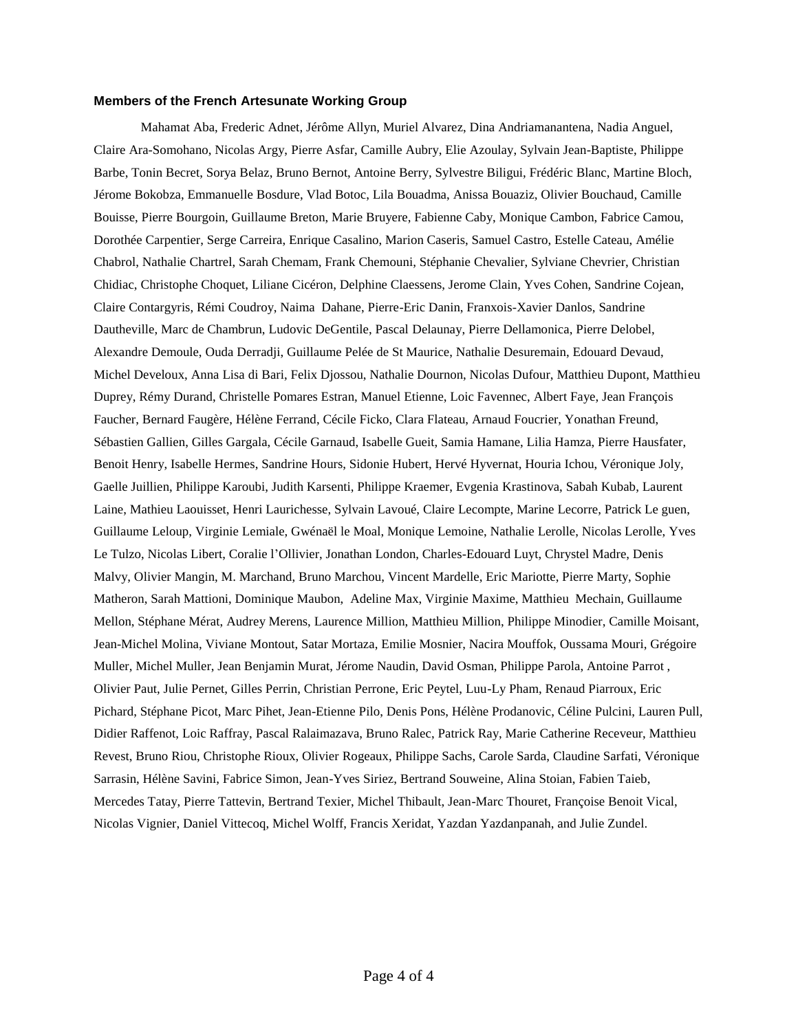**Members of the French Artesunate Working Group**

Mahamat Aba, Frederic Adnet, Jérôme Allyn, Muriel Alvarez, Dina Andriamanantena, Nadia Anguel, Claire Ara-Somohano, Nicolas Argy, Pierre Asfar, Camille Aubry, Elie Azoulay, Sylvain Jean-Baptiste, Philippe Barbe, Tonin Becret, Sorya Belaz, Bruno Bernot, Antoine Berry, Sylvestre Biligui, Frédéric Blanc, Martine Bloch, Jérome Bokobza, Emmanuelle Bosdure, Vlad Botoc, Lila Bouadma, Anissa Bouaziz, Olivier Bouchaud, Camille Bouisse, Pierre Bourgoin, Guillaume Breton, Marie Bruyere, Fabienne Caby, Monique Cambon, Fabrice Camou, Dorothée Carpentier, Serge Carreira, Enrique Casalino, Marion Caseris, Samuel Castro, Estelle Cateau, Amélie Chabrol, Nathalie Chartrel, Sarah Chemam, Frank Chemouni, Stéphanie Chevalier, Sylviane Chevrier, Christian Chidiac, Christophe Choquet, Liliane Cicéron, Delphine Claessens, Jerome Clain, Yves Cohen, Sandrine Cojean, Claire Contargyris, Rémi Coudroy, Naima Dahane, Pierre-Eric Danin, Franxois-Xavier Danlos, Sandrine Dautheville, Marc de Chambrun, Ludovic DeGentile, Pascal Delaunay, Pierre Dellamonica, Pierre Delobel, Alexandre Demoule, Ouda Derradji, Guillaume Pelée de St Maurice, Nathalie Desuremain, Edouard Devaud, Michel Develoux, Anna Lisa di Bari, Felix Djossou, Nathalie Dournon, Nicolas Dufour, Matthieu Dupont, Matthieu Duprey, Rémy Durand, Christelle Pomares Estran, Manuel Etienne, Loic Favennec, Albert Faye, Jean François Faucher, Bernard Faugère, Hélène Ferrand, Cécile Ficko, Clara Flateau, Arnaud Foucrier, Yonathan Freund, Sébastien Gallien, Gilles Gargala, Cécile Garnaud, Isabelle Gueit, Samia Hamane, Lilia Hamza, Pierre Hausfater, Benoit Henry, Isabelle Hermes, Sandrine Hours, Sidonie Hubert, Hervé Hyvernat, Houria Ichou, Véronique Joly, Gaelle Juillien, Philippe Karoubi, Judith Karsenti, Philippe Kraemer, Evgenia Krastinova, Sabah Kubab, Laurent Laine, Mathieu Laouisset, Henri Laurichesse, Sylvain Lavoué, Claire Lecompte, Marine Lecorre, Patrick Le guen, Guillaume Leloup, Virginie Lemiale, Gwénaël le Moal, Monique Lemoine, Nathalie Lerolle, Nicolas Lerolle, Yves Le Tulzo, Nicolas Libert, Coralie l'Ollivier, Jonathan London, Charles-Edouard Luyt, Chrystel Madre, Denis Malvy, Olivier Mangin, M. Marchand, Bruno Marchou, Vincent Mardelle, Eric Mariotte, Pierre Marty, Sophie Matheron, Sarah Mattioni, Dominique Maubon, Adeline Max, Virginie Maxime, Matthieu Mechain, Guillaume Mellon, Stéphane Mérat, Audrey Merens, Laurence Million, Matthieu Million, Philippe Minodier, Camille Moisant, Jean-Michel Molina, Viviane Montout, Satar Mortaza, Emilie Mosnier, Nacira Mouffok, Oussama Mouri, Grégoire Muller, Michel Muller, Jean Benjamin Murat, Jérome Naudin, David Osman, Philippe Parola, Antoine Parrot , Olivier Paut, Julie Pernet, Gilles Perrin, Christian Perrone, Eric Peytel, Luu-Ly Pham, Renaud Piarroux, Eric Pichard, Stéphane Picot, Marc Pihet, Jean-Etienne Pilo, Denis Pons, Hélène Prodanovic, Céline Pulcini, Lauren Pull, Didier Raffenot, Loic Raffray, Pascal Ralaimazava, Bruno Ralec, Patrick Ray, Marie Catherine Receveur, Matthieu Revest, Bruno Riou, Christophe Rioux, Olivier Rogeaux, Philippe Sachs, Carole Sarda, Claudine Sarfati, Véronique Sarrasin, Hélène Savini, Fabrice Simon, Jean-Yves Siriez, Bertrand Souweine, Alina Stoian, Fabien Taieb, Mercedes Tatay, Pierre Tattevin, Bertrand Texier, Michel Thibault, Jean-Marc Thouret, Françoise Benoit Vical, Nicolas Vignier, Daniel Vittecoq, Michel Wolff, Francis Xeridat, Yazdan Yazdanpanah, and Julie Zundel.